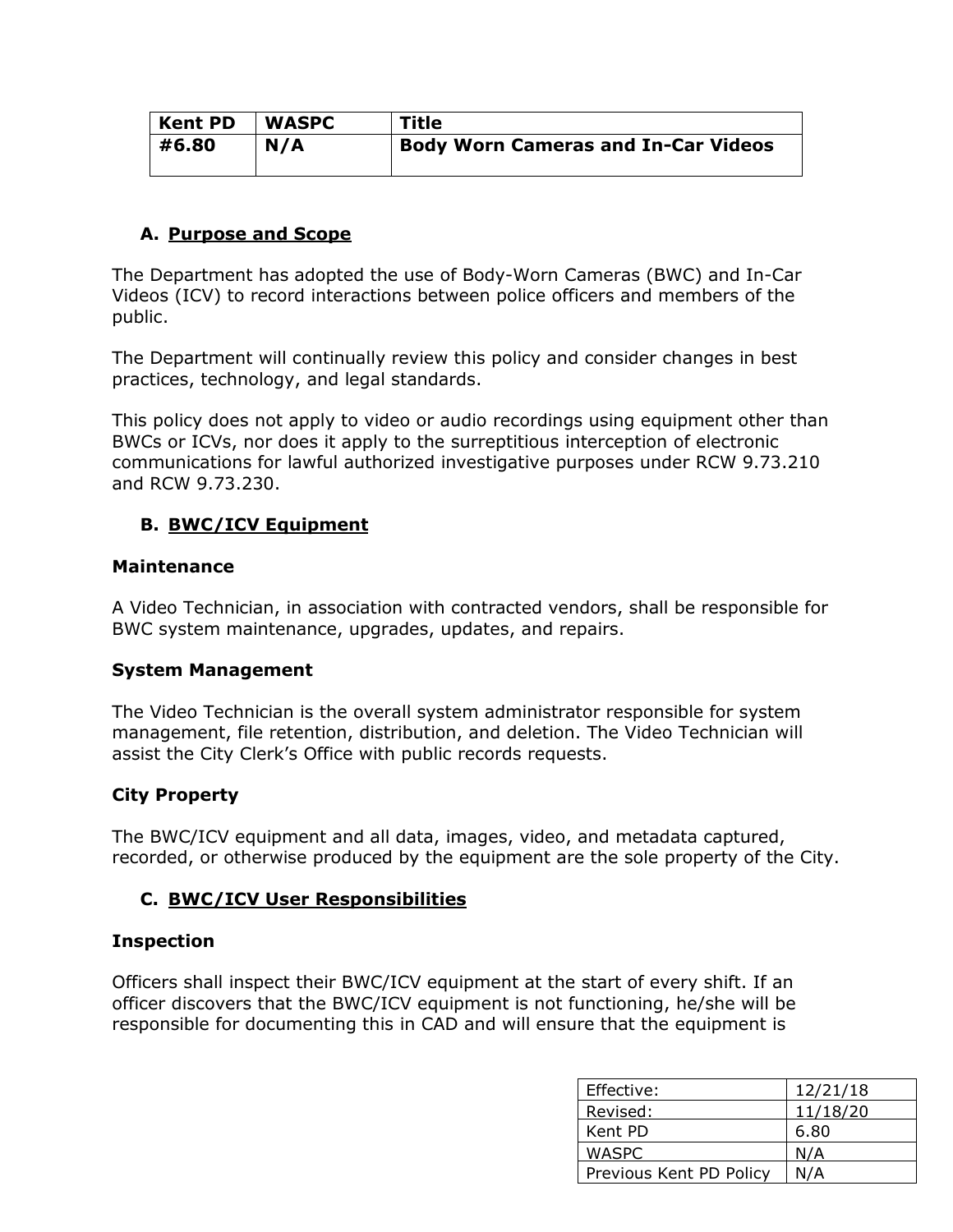| Kent PD | WASPC | Title |
|---|---|---|
| #6.80 | N/A | Body Worn Cameras and In-Car Videos |

## A. Purpose and Scope

The Department has adopted the use of Body-Worn Cameras (BWC) and In-Car Videos (ICV) to record interactions between police officers and members of the public.

The Department will continually review this policy and consider changes in best practices, technology, and legal standards.

This policy does not apply to video or audio recordings using equipment other than BWCs or ICVs, nor does it apply to the surreptitious interception of electronic communications for lawful authorized investigative purposes under RCW 9.73.210 and RCW 9.73.230.

## B. BWC/ICV Equipment

**Maintenance**

A Video Technician, in association with contracted vendors, shall be responsible for BWC system maintenance, upgrades, updates, and repairs.

**System Management**

The Video Technician is the overall system administrator responsible for system management, file retention, distribution, and deletion. The Video Technician will assist the City Clerk's Office with public records requests.

**City Property**

The BWC/ICV equipment and all data, images, video, and metadata captured, recorded, or otherwise produced by the equipment are the sole property of the City.

## C. BWC/ICV User Responsibilities

**Inspection**

Officers shall inspect their BWC/ICV equipment at the start of every shift. If an officer discovers that the BWC/ICV equipment is not functioning, he/she will be responsible for documenting this in CAD and will ensure that the equipment is

| Effective: | 12/21/18 |
|---|---|
| Revised: | 11/18/20 |
| Kent PD | 6.80 |
| WASPC | N/A |
| Previous Kent PD Policy | N/A |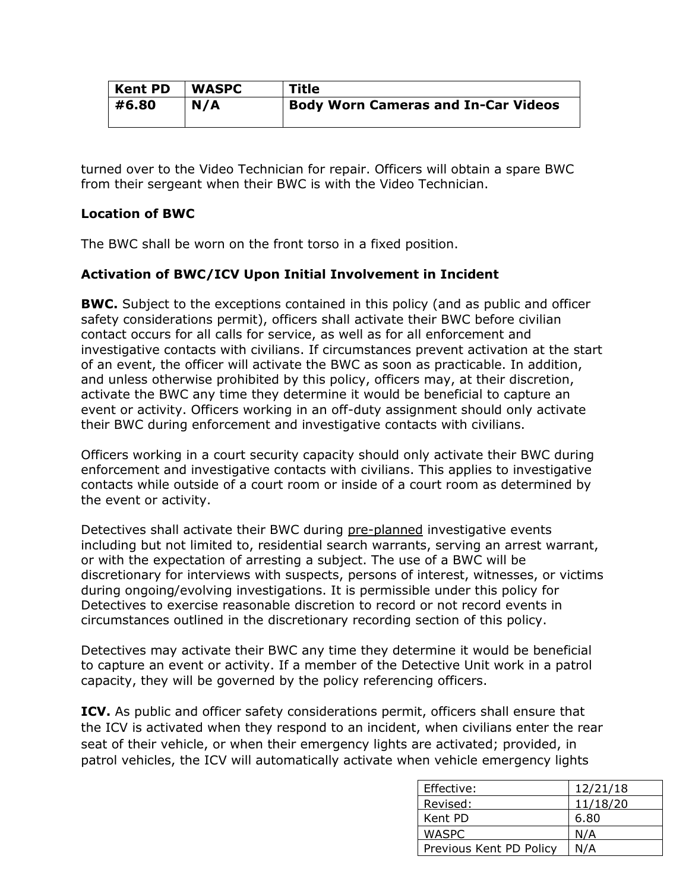turned over to the Video Technician for repair. Officers will obtain a spare BWC from their sergeant when their BWC is with the Video Technician.

**Location of BWC**

The BWC shall be worn on the front torso in a fixed position.

**Activation of BWC/ICV Upon Initial Involvement in Incident**

**BWC.** Subject to the exceptions contained in this policy (and as public and officer safety considerations permit), officers shall activate their BWC before civilian contact occurs for all calls for service, as well as for all enforcement and investigative contacts with civilians. If circumstances prevent activation at the start of an event, the officer will activate the BWC as soon as practicable. In addition, and unless otherwise prohibited by this policy, officers may, at their discretion, activate the BWC any time they determine it would be beneficial to capture an event or activity. Officers working in an off-duty assignment should only activate their BWC during enforcement and investigative contacts with civilians.

Officers working in a court security capacity should only activate their BWC during enforcement and investigative contacts with civilians. This applies to investigative contacts while outside of a court room or inside of a court room as determined by the event or activity.

Detectives shall activate their BWC during pre-planned investigative events including but not limited to, residential search warrants, serving an arrest warrant, or with the expectation of arresting a subject. The use of a BWC will be discretionary for interviews with suspects, persons of interest, witnesses, or victims during ongoing/evolving investigations. It is permissible under this policy for Detectives to exercise reasonable discretion to record or not record events in circumstances outlined in the discretionary recording section of this policy.

Detectives may activate their BWC any time they determine it would be beneficial to capture an event or activity. If a member of the Detective Unit work in a patrol capacity, they will be governed by the policy referencing officers.

**ICV.** As public and officer safety considerations permit, officers shall ensure that the ICV is activated when they respond to an incident, when civilians enter the rear seat of their vehicle, or when their emergency lights are activated; provided, in patrol vehicles, the ICV will automatically activate when vehicle emergency lights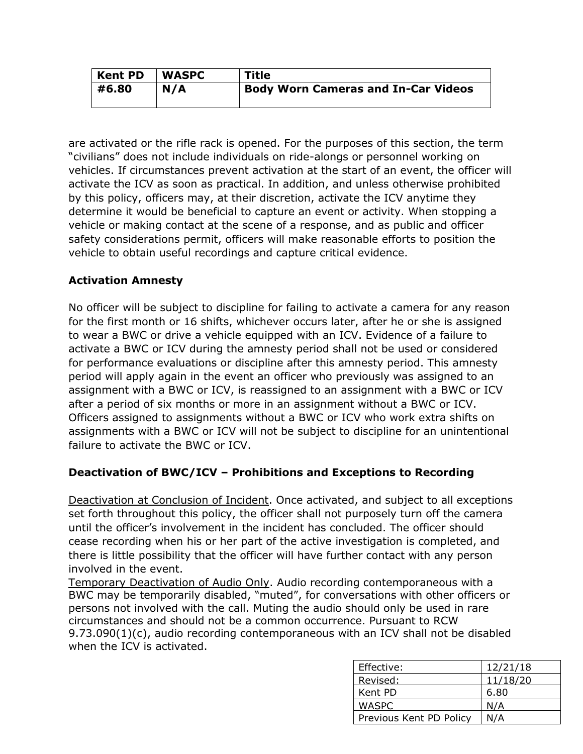are activated or the rifle rack is opened. For the purposes of this section, the term "civilians" does not include individuals on ride-alongs or personnel working on vehicles. If circumstances prevent activation at the start of an event, the officer will activate the ICV as soon as practical. In addition, and unless otherwise prohibited by this policy, officers may, at their discretion, activate the ICV anytime they determine it would be beneficial to capture an event or activity. When stopping a vehicle or making contact at the scene of a response, and as public and officer safety considerations permit, officers will make reasonable efforts to position the vehicle to obtain useful recordings and capture critical evidence.

**Activation Amnesty**

No officer will be subject to discipline for failing to activate a camera for any reason for the first month or 16 shifts, whichever occurs later, after he or she is assigned to wear a BWC or drive a vehicle equipped with an ICV. Evidence of a failure to activate a BWC or ICV during the amnesty period shall not be used or considered for performance evaluations or discipline after this amnesty period. This amnesty period will apply again in the event an officer who previously was assigned to an assignment with a BWC or ICV, is reassigned to an assignment with a BWC or ICV after a period of six months or more in an assignment without a BWC or ICV. Officers assigned to assignments without a BWC or ICV who work extra shifts on assignments with a BWC or ICV will not be subject to discipline for an unintentional failure to activate the BWC or ICV.

**Deactivation of BWC/ICV – Prohibitions and Exceptions to Recording**

Deactivation at Conclusion of Incident. Once activated, and subject to all exceptions set forth throughout this policy, the officer shall not purposely turn off the camera until the officer's involvement in the incident has concluded. The officer should cease recording when his or her part of the active investigation is completed, and there is little possibility that the officer will have further contact with any person involved in the event.

Temporary Deactivation of Audio Only. Audio recording contemporaneous with a BWC may be temporarily disabled, "muted", for conversations with other officers or persons not involved with the call. Muting the audio should only be used in rare circumstances and should not be a common occurrence. Pursuant to RCW 9.73.090(1)(c), audio recording contemporaneous with an ICV shall not be disabled when the ICV is activated.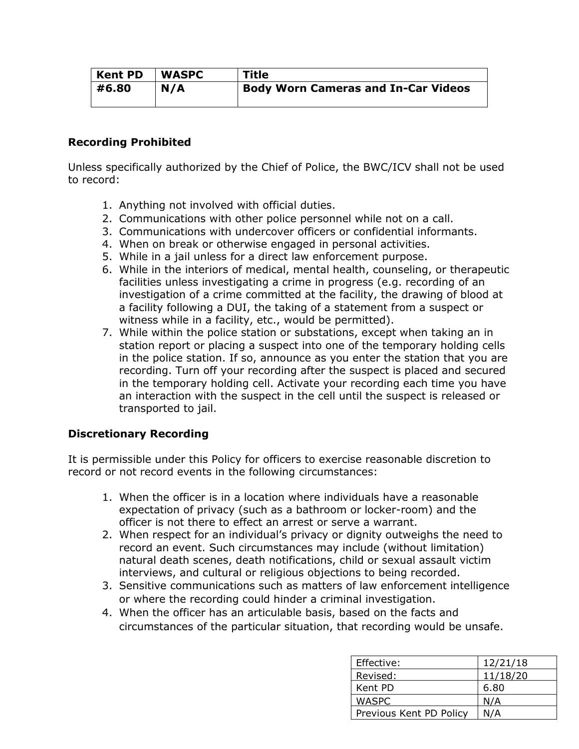| Kent PD | WASPC | Title |
|---|---|---|
| #6.80 | N/A | Body Worn Cameras and In-Car Videos |

**Recording Prohibited**

Unless specifically authorized by the Chief of Police, the BWC/ICV shall not be used to record:

1. Anything not involved with official duties.
2. Communications with other police personnel while not on a call.
3. Communications with undercover officers or confidential informants.
4. When on break or otherwise engaged in personal activities.
5. While in a jail unless for a direct law enforcement purpose.
6. While in the interiors of medical, mental health, counseling, or therapeutic facilities unless investigating a crime in progress (e.g. recording of an investigation of a crime committed at the facility, the drawing of blood at a facility following a DUI, the taking of a statement from a suspect or witness while in a facility, etc., would be permitted).
7. While within the police station or substations, except when taking an in station report or placing a suspect into one of the temporary holding cells in the police station. If so, announce as you enter the station that you are recording. Turn off your recording after the suspect is placed and secured in the temporary holding cell. Activate your recording each time you have an interaction with the suspect in the cell until the suspect is released or transported to jail.

**Discretionary Recording**

It is permissible under this Policy for officers to exercise reasonable discretion to record or not record events in the following circumstances:

1. When the officer is in a location where individuals have a reasonable expectation of privacy (such as a bathroom or locker-room) and the officer is not there to effect an arrest or serve a warrant.
2. When respect for an individual's privacy or dignity outweighs the need to record an event. Such circumstances may include (without limitation) natural death scenes, death notifications, child or sexual assault victim interviews, and cultural or religious objections to being recorded.
3. Sensitive communications such as matters of law enforcement intelligence or where the recording could hinder a criminal investigation.
4. When the officer has an articulable basis, based on the facts and circumstances of the particular situation, that recording would be unsafe.

| Effective: | 12/21/18 |
|---|---|
| Revised: | 11/18/20 |
| Kent PD | 6.80 |
| WASPC | N/A |
| Previous Kent PD Policy | N/A |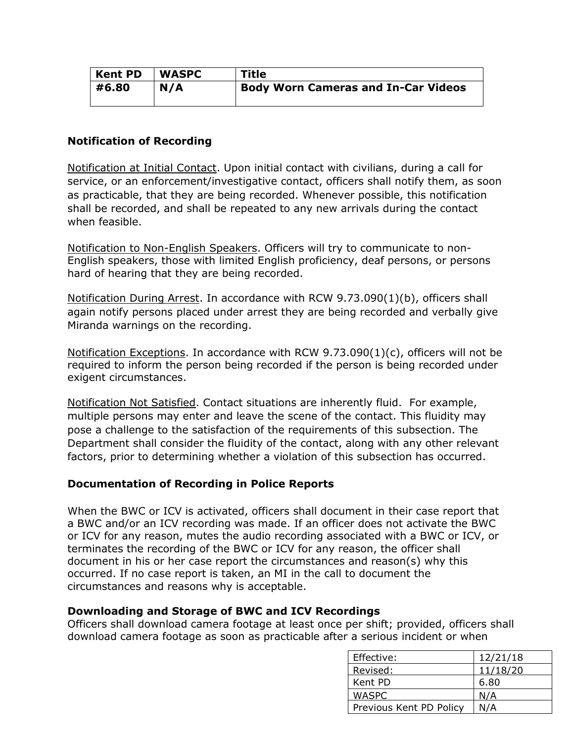| Kent PD | WASPC | Title |
|---|---|---|
| #6.80 | N/A | Body Worn Cameras and In-Car Videos |

### Notification of Recording

Notification at Initial Contact. Upon initial contact with civilians, during a call for service, or an enforcement/investigative contact, officers shall notify them, as soon as practicable, that they are being recorded. Whenever possible, this notification shall be recorded, and shall be repeated to any new arrivals during the contact when feasible.

Notification to Non-English Speakers. Officers will try to communicate to non-English speakers, those with limited English proficiency, deaf persons, or persons hard of hearing that they are being recorded.

Notification During Arrest. In accordance with RCW 9.73.090(1)(b), officers shall again notify persons placed under arrest they are being recorded and verbally give Miranda warnings on the recording.

Notification Exceptions. In accordance with RCW 9.73.090(1)(c), officers will not be required to inform the person being recorded if the person is being recorded under exigent circumstances.

Notification Not Satisfied. Contact situations are inherently fluid. For example, multiple persons may enter and leave the scene of the contact. This fluidity may pose a challenge to the satisfaction of the requirements of this subsection. The Department shall consider the fluidity of the contact, along with any other relevant factors, prior to determining whether a violation of this subsection has occurred.

### Documentation of Recording in Police Reports

When the BWC or ICV is activated, officers shall document in their case report that a BWC and/or an ICV recording was made. If an officer does not activate the BWC or ICV for any reason, mutes the audio recording associated with a BWC or ICV, or terminates the recording of the BWC or ICV for any reason, the officer shall document in his or her case report the circumstances and reason(s) why this occurred. If no case report is taken, an MI in the call to document the circumstances and reasons why is acceptable.

### Downloading and Storage of BWC and ICV Recordings

Officers shall download camera footage at least once per shift; provided, officers shall download camera footage as soon as practicable after a serious incident or when

| Effective: | 12/21/18 |
|---|---|
| Revised: | 11/18/20 |
| Kent PD | 6.80 |
| WASPC | N/A |
| Previous Kent PD Policy | N/A |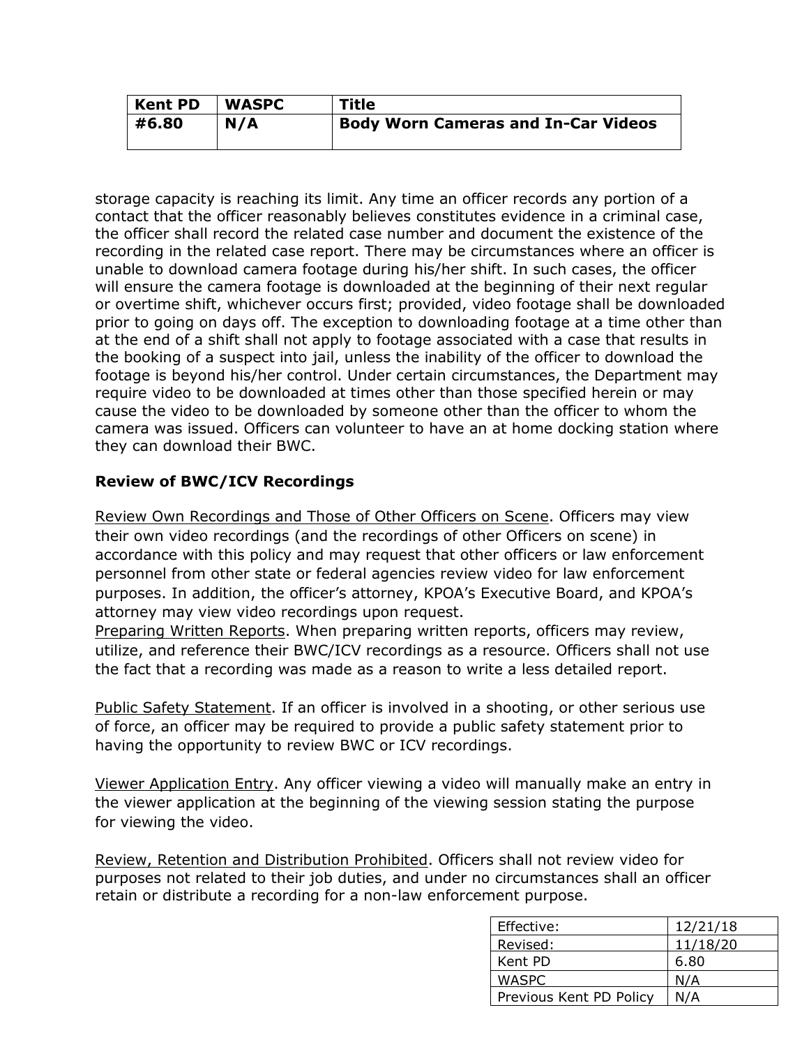storage capacity is reaching its limit. Any time an officer records any portion of a contact that the officer reasonably believes constitutes evidence in a criminal case, the officer shall record the related case number and document the existence of the recording in the related case report. There may be circumstances where an officer is unable to download camera footage during his/her shift. In such cases, the officer will ensure the camera footage is downloaded at the beginning of their next regular or overtime shift, whichever occurs first; provided, video footage shall be downloaded prior to going on days off. The exception to downloading footage at a time other than at the end of a shift shall not apply to footage associated with a case that results in the booking of a suspect into jail, unless the inability of the officer to download the footage is beyond his/her control. Under certain circumstances, the Department may require video to be downloaded at times other than those specified herein or may cause the video to be downloaded by someone other than the officer to whom the camera was issued. Officers can volunteer to have an at home docking station where they can download their BWC.

**Review of BWC/ICV Recordings**

Review Own Recordings and Those of Other Officers on Scene. Officers may view their own video recordings (and the recordings of other Officers on scene) in accordance with this policy and may request that other officers or law enforcement personnel from other state or federal agencies review video for law enforcement purposes. In addition, the officer's attorney, KPOA's Executive Board, and KPOA's attorney may view video recordings upon request.

Preparing Written Reports. When preparing written reports, officers may review, utilize, and reference their BWC/ICV recordings as a resource. Officers shall not use the fact that a recording was made as a reason to write a less detailed report.

Public Safety Statement. If an officer is involved in a shooting, or other serious use of force, an officer may be required to provide a public safety statement prior to having the opportunity to review BWC or ICV recordings.

Viewer Application Entry. Any officer viewing a video will manually make an entry in the viewer application at the beginning of the viewing session stating the purpose for viewing the video.

Review, Retention and Distribution Prohibited. Officers shall not review video for purposes not related to their job duties, and under no circumstances shall an officer retain or distribute a recording for a non-law enforcement purpose.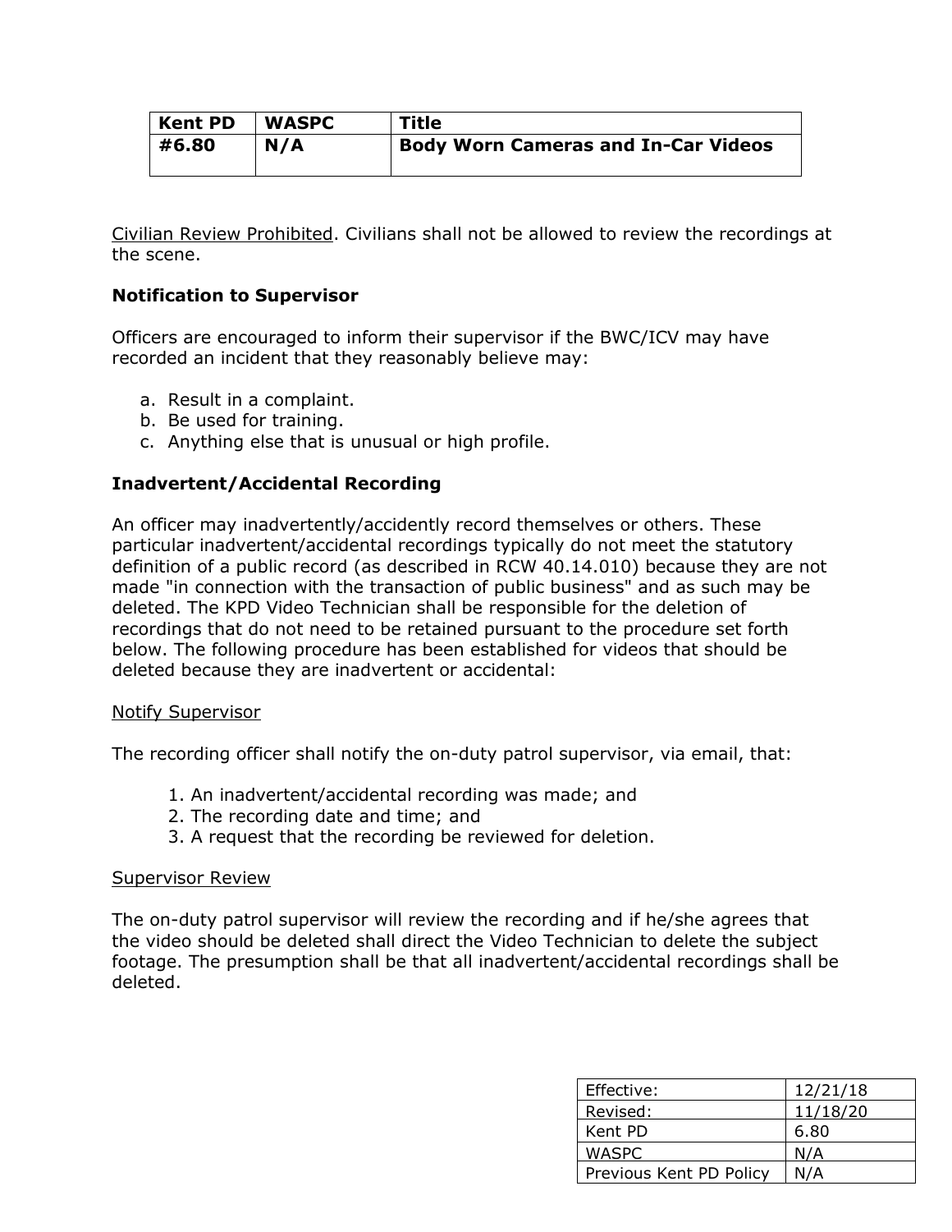| Kent PD | WASPC | Title |
|---|---|---|
| #6.80 | N/A | Body Worn Cameras and In-Car Videos |

Civilian Review Prohibited. Civilians shall not be allowed to review the recordings at the scene.

**Notification to Supervisor**

Officers are encouraged to inform their supervisor if the BWC/ICV may have recorded an incident that they reasonably believe may:

a. Result in a complaint.
b. Be used for training.
c. Anything else that is unusual or high profile.

**Inadvertent/Accidental Recording**

An officer may inadvertently/accidently record themselves or others. These particular inadvertent/accidental recordings typically do not meet the statutory definition of a public record (as described in RCW 40.14.010) because they are not made "in connection with the transaction of public business" and as such may be deleted. The KPD Video Technician shall be responsible for the deletion of recordings that do not need to be retained pursuant to the procedure set forth below. The following procedure has been established for videos that should be deleted because they are inadvertent or accidental:

Notify Supervisor

The recording officer shall notify the on-duty patrol supervisor, via email, that:

1. An inadvertent/accidental recording was made; and
2. The recording date and time; and
3. A request that the recording be reviewed for deletion.

Supervisor Review

The on-duty patrol supervisor will review the recording and if he/she agrees that the video should be deleted shall direct the Video Technician to delete the subject footage. The presumption shall be that all inadvertent/accidental recordings shall be deleted.

| Effective: | 12/21/18 |
|---|---|
| Revised: | 11/18/20 |
| Kent PD | 6.80 |
| WASPC | N/A |
| Previous Kent PD Policy | N/A |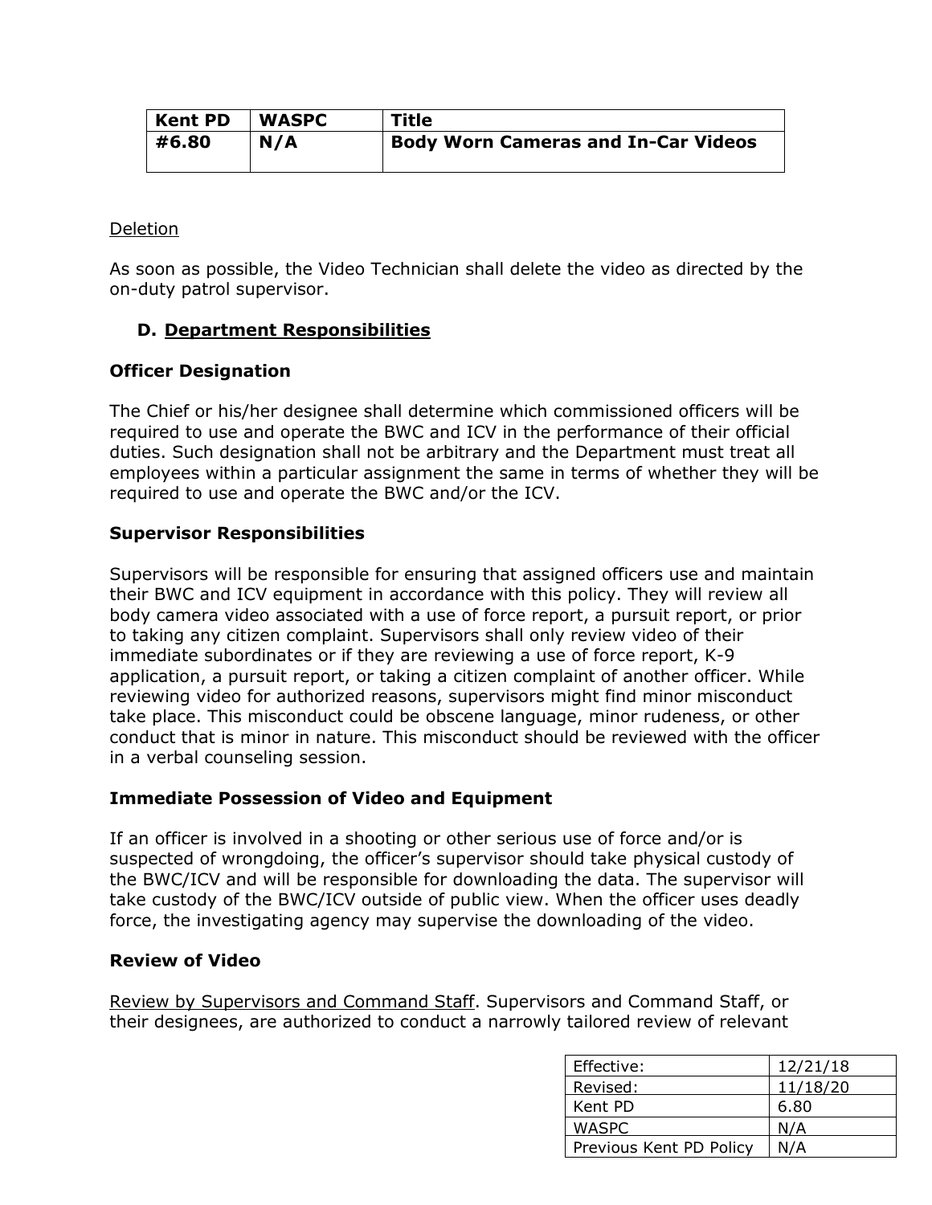| Kent PD | WASPC | Title |
|---|---|---|
| #6.80 | N/A | Body Worn Cameras and In-Car Videos |

Deletion

As soon as possible, the Video Technician shall delete the video as directed by the on-duty patrol supervisor.

### D. Department Responsibilities

**Officer Designation**

The Chief or his/her designee shall determine which commissioned officers will be required to use and operate the BWC and ICV in the performance of their official duties. Such designation shall not be arbitrary and the Department must treat all employees within a particular assignment the same in terms of whether they will be required to use and operate the BWC and/or the ICV.

**Supervisor Responsibilities**

Supervisors will be responsible for ensuring that assigned officers use and maintain their BWC and ICV equipment in accordance with this policy. They will review all body camera video associated with a use of force report, a pursuit report, or prior to taking any citizen complaint. Supervisors shall only review video of their immediate subordinates or if they are reviewing a use of force report, K-9 application, a pursuit report, or taking a citizen complaint of another officer. While reviewing video for authorized reasons, supervisors might find minor misconduct take place. This misconduct could be obscene language, minor rudeness, or other conduct that is minor in nature. This misconduct should be reviewed with the officer in a verbal counseling session.

**Immediate Possession of Video and Equipment**

If an officer is involved in a shooting or other serious use of force and/or is suspected of wrongdoing, the officer's supervisor should take physical custody of the BWC/ICV and will be responsible for downloading the data. The supervisor will take custody of the BWC/ICV outside of public view. When the officer uses deadly force, the investigating agency may supervise the downloading of the video.

**Review of Video**

Review by Supervisors and Command Staff. Supervisors and Command Staff, or their designees, are authorized to conduct a narrowly tailored review of relevant

| Effective: | 12/21/18 |
|---|---|
| Revised: | 11/18/20 |
| Kent PD | 6.80 |
| WASPC | N/A |
| Previous Kent PD Policy | N/A |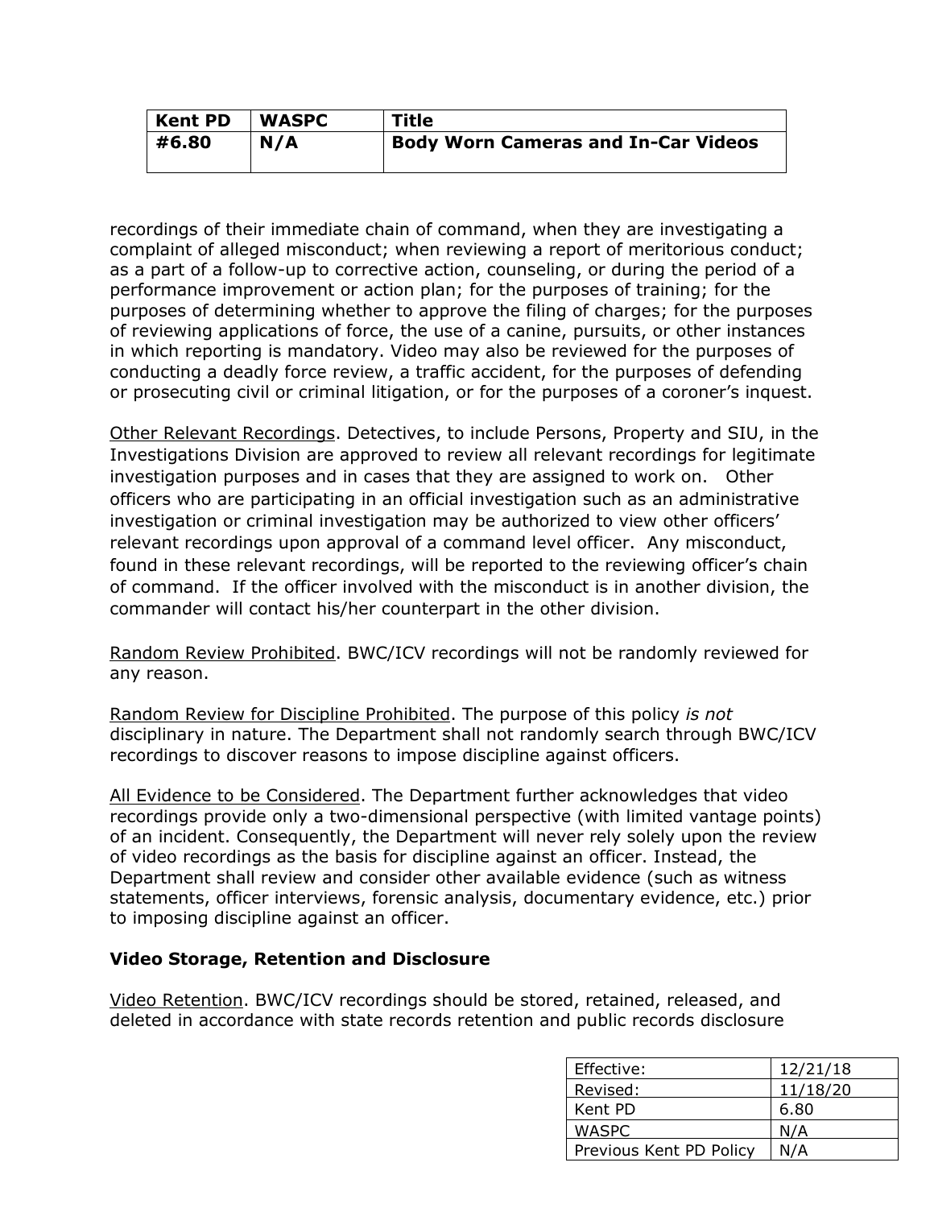recordings of their immediate chain of command, when they are investigating a complaint of alleged misconduct; when reviewing a report of meritorious conduct; as a part of a follow-up to corrective action, counseling, or during the period of a performance improvement or action plan; for the purposes of training; for the purposes of determining whether to approve the filing of charges; for the purposes of reviewing applications of force, the use of a canine, pursuits, or other instances in which reporting is mandatory. Video may also be reviewed for the purposes of conducting a deadly force review, a traffic accident, for the purposes of defending or prosecuting civil or criminal litigation, or for the purposes of a coroner's inquest.

<u>Other Relevant Recordings</u>. Detectives, to include Persons, Property and SIU, in the Investigations Division are approved to review all relevant recordings for legitimate investigation purposes and in cases that they are assigned to work on. Other officers who are participating in an official investigation such as an administrative investigation or criminal investigation may be authorized to view other officers' relevant recordings upon approval of a command level officer. Any misconduct, found in these relevant recordings, will be reported to the reviewing officer's chain of command. If the officer involved with the misconduct is in another division, the commander will contact his/her counterpart in the other division.

<u>Random Review Prohibited</u>. BWC/ICV recordings will not be randomly reviewed for any reason.

<u>Random Review for Discipline Prohibited</u>. The purpose of this policy *is not* disciplinary in nature. The Department shall not randomly search through BWC/ICV recordings to discover reasons to impose discipline against officers.

<u>All Evidence to be Considered</u>. The Department further acknowledges that video recordings provide only a two-dimensional perspective (with limited vantage points) of an incident. Consequently, the Department will never rely solely upon the review of video recordings as the basis for discipline against an officer. Instead, the Department shall review and consider other available evidence (such as witness statements, officer interviews, forensic analysis, documentary evidence, etc.) prior to imposing discipline against an officer.

**Video Storage, Retention and Disclosure**

<u>Video Retention</u>. BWC/ICV recordings should be stored, retained, released, and deleted in accordance with state records retention and public records disclosure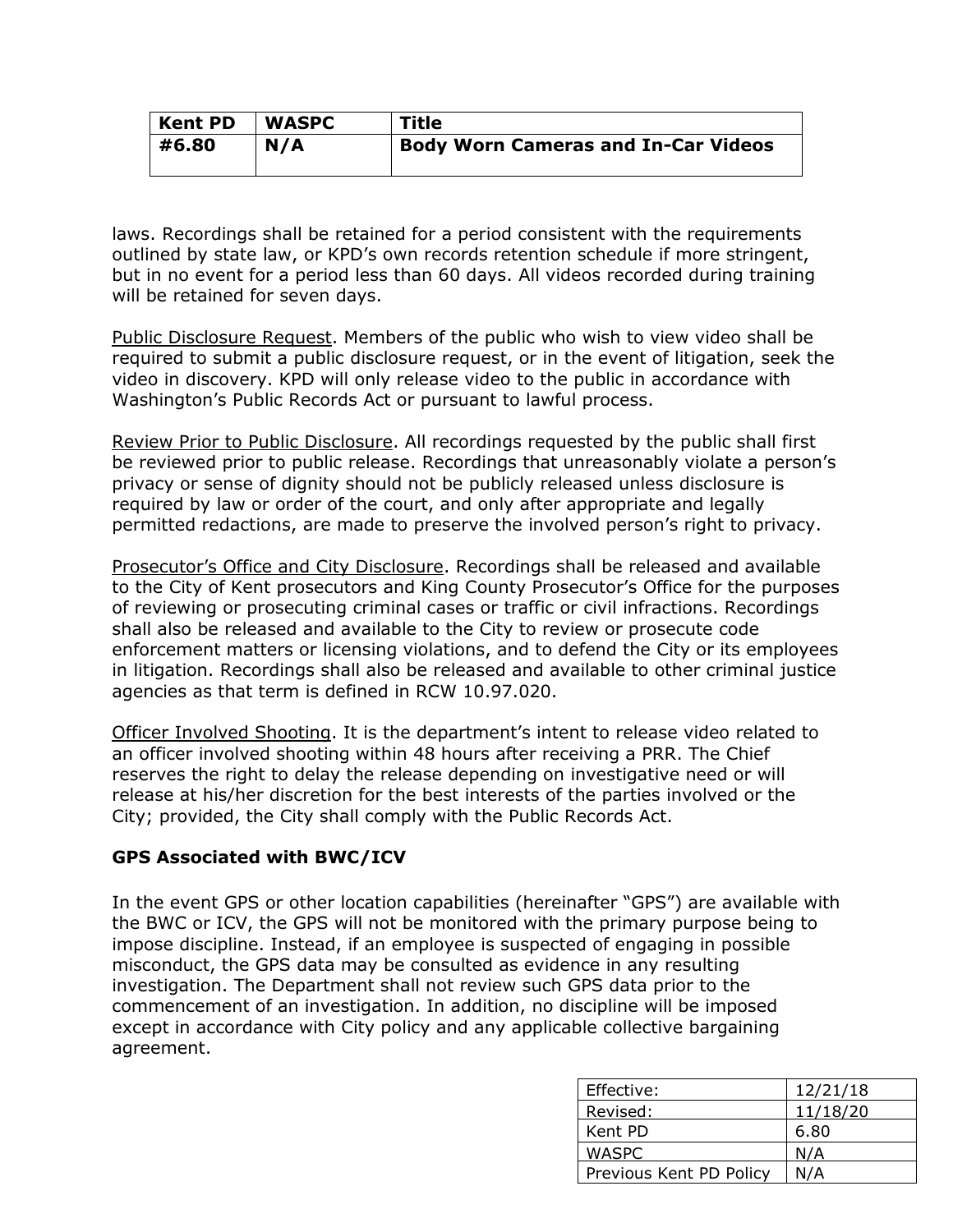laws. Recordings shall be retained for a period consistent with the requirements outlined by state law, or KPD's own records retention schedule if more stringent, but in no event for a period less than 60 days. All videos recorded during training will be retained for seven days.

Public Disclosure Request. Members of the public who wish to view video shall be required to submit a public disclosure request, or in the event of litigation, seek the video in discovery. KPD will only release video to the public in accordance with Washington's Public Records Act or pursuant to lawful process.

Review Prior to Public Disclosure. All recordings requested by the public shall first be reviewed prior to public release. Recordings that unreasonably violate a person's privacy or sense of dignity should not be publicly released unless disclosure is required by law or order of the court, and only after appropriate and legally permitted redactions, are made to preserve the involved person's right to privacy.

Prosecutor's Office and City Disclosure. Recordings shall be released and available to the City of Kent prosecutors and King County Prosecutor's Office for the purposes of reviewing or prosecuting criminal cases or traffic or civil infractions. Recordings shall also be released and available to the City to review or prosecute code enforcement matters or licensing violations, and to defend the City or its employees in litigation. Recordings shall also be released and available to other criminal justice agencies as that term is defined in RCW 10.97.020.

Officer Involved Shooting. It is the department's intent to release video related to an officer involved shooting within 48 hours after receiving a PRR. The Chief reserves the right to delay the release depending on investigative need or will release at his/her discretion for the best interests of the parties involved or the City; provided, the City shall comply with the Public Records Act.

**GPS Associated with BWC/ICV**

In the event GPS or other location capabilities (hereinafter "GPS") are available with the BWC or ICV, the GPS will not be monitored with the primary purpose being to impose discipline. Instead, if an employee is suspected of engaging in possible misconduct, the GPS data may be consulted as evidence in any resulting investigation. The Department shall not review such GPS data prior to the commencement of an investigation. In addition, no discipline will be imposed except in accordance with City policy and any applicable collective bargaining agreement.

| | |
|---|---|
| Effective: | 12/21/18 |
| Revised: | 11/18/20 |
| Kent PD | 6.80 |
| WASPC | N/A |
| Previous Kent PD Policy | N/A |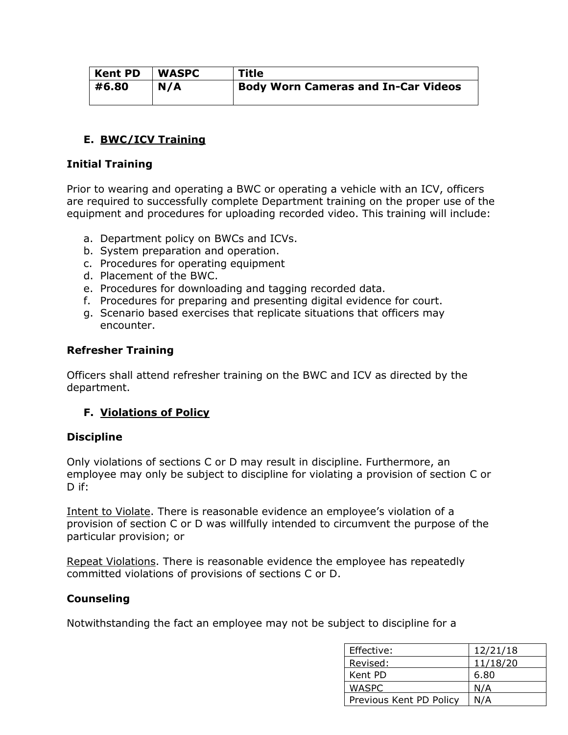| Kent PD | WASPC | Title |
| --- | --- | --- |
| #6.80 | N/A | Body Worn Cameras and In-Car Videos |

## E. BWC/ICV Training

### Initial Training

Prior to wearing and operating a BWC or operating a vehicle with an ICV, officers are required to successfully complete Department training on the proper use of the equipment and procedures for uploading recorded video. This training will include:

a. Department policy on BWCs and ICVs.
b. System preparation and operation.
c. Procedures for operating equipment
d. Placement of the BWC.
e. Procedures for downloading and tagging recorded data.
f. Procedures for preparing and presenting digital evidence for court.
g. Scenario based exercises that replicate situations that officers may encounter.

### Refresher Training

Officers shall attend refresher training on the BWC and ICV as directed by the department.

## F. Violations of Policy

### Discipline

Only violations of sections C or D may result in discipline. Furthermore, an employee may only be subject to discipline for violating a provision of section C or D if:

Intent to Violate. There is reasonable evidence an employee's violation of a provision of section C or D was willfully intended to circumvent the purpose of the particular provision; or

Repeat Violations. There is reasonable evidence the employee has repeatedly committed violations of provisions of sections C or D.

### Counseling

Notwithstanding the fact an employee may not be subject to discipline for a

| Effective: | 12/21/18 |
| --- | --- |
| Revised: | 11/18/20 |
| Kent PD | 6.80 |
| WASPC | N/A |
| Previous Kent PD Policy | N/A |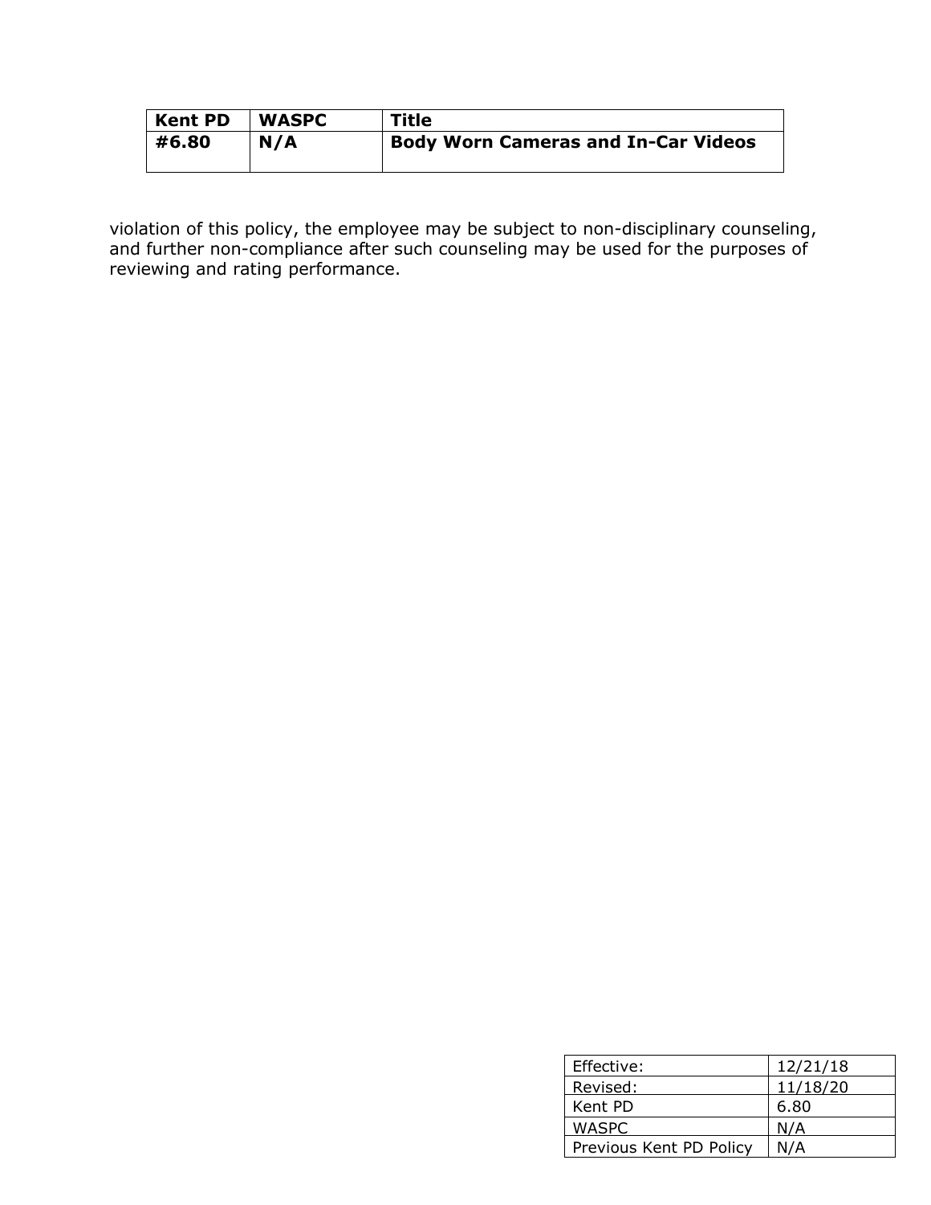violation of this policy, the employee may be subject to non-disciplinary counseling, and further non-compliance after such counseling may be used for the purposes of reviewing and rating performance.

| | |
|---|---|
| Effective: | 12/21/18 |
| Revised: | 11/18/20 |
| Kent PD | 6.80 |
| WASPC | N/A |
| Previous Kent PD Policy | N/A |